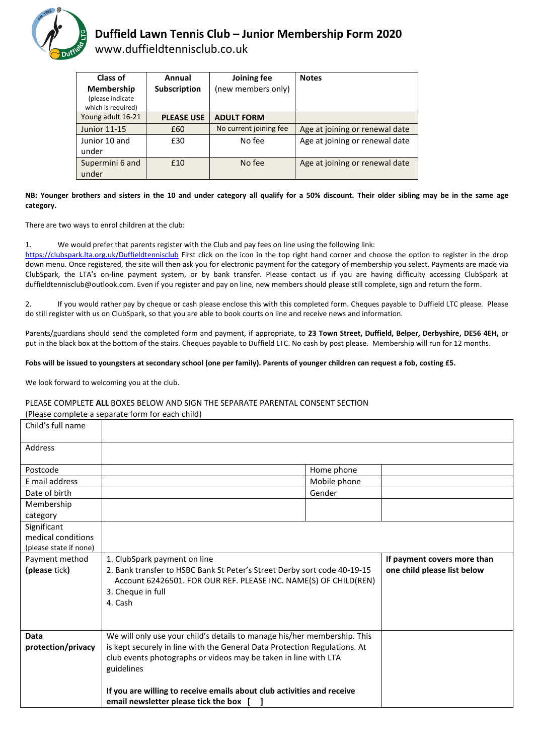# Duffield Lawn Tennis Club – Junior Membership Form 2020

www.duffieldtennisclub.co.uk

| Class of Membership (please indicate which is required) | Annual Subscription | Joining fee (new members only) | Notes |
|---|---|---|---|
| Young adult 16-21 | **PLEASE USE** | **ADULT FORM** | |
| Junior 11-15 | £60 | No current joining fee | Age at joining or renewal date |
| Junior 10 and under | £30 | No fee | Age at joining or renewal date |
| Supermini 6 and under | £10 | No fee | Age at joining or renewal date |

**NB: Younger brothers and sisters in the 10 and under category all qualify for a 50% discount. Their older sibling may be in the same age category.**

There are two ways to enrol children at the club:

1. We would prefer that parents register with the Club and pay fees on line using the following link: https://clubspark.lta.org.uk/Duffieldtennisclub First click on the icon in the top right hand corner and choose the option to register in the drop down menu. Once registered, the site will then ask you for electronic payment for the category of membership you select. Payments are made via ClubSpark, the LTA's on-line payment system, or by bank transfer. Please contact us if you are having difficulty accessing ClubSpark at duffieldtennisclub@outlook.com. Even if you register and pay on line, new members should please still complete, sign and return the form.

2. If you would rather pay by cheque or cash please enclose this with this completed form. Cheques payable to Duffield LTC please. Please do still register with us on ClubSpark, so that you are able to book courts on line and receive news and information.

Parents/guardians should send the completed form and payment, if appropriate, to **23 Town Street, Duffield, Belper, Derbyshire, DE56 4EH,** or put in the black box at the bottom of the stairs. Cheques payable to Duffield LTC. No cash by post please. Membership will run for 12 months.

**Fobs will be issued to youngsters at secondary school (one per family). Parents of younger children can request a fob, costing £5.**

We look forward to welcoming you at the club.

PLEASE COMPLETE **ALL** BOXES BELOW AND SIGN THE SEPARATE PARENTAL CONSENT SECTION
(Please complete a separate form for each child)

| | | | |
|---|---|---|---|
| Child's full name | | | |
| Address | | | |
| Postcode | | Home phone | |
| E mail address | | Mobile phone | |
| Date of birth | | Gender | |
| Membership category | | | |
| Significant medical conditions (please state if none) | | | |
| Payment method **(please** tick) | 1. ClubSpark payment on line<br>2. Bank transfer to HSBC Bank St Peter's Street Derby sort code 40-19-15 Account 62426501. FOR OUR REF. PLEASE INC. NAME(S) OF CHILD(REN)<br>3. Cheque in full<br>4. Cash | | **If payment covers more than one child please list below** |
| **Data protection/privacy** | We will only use your child's details to manage his/her membership. This is kept securely in line with the General Data Protection Regulations. At club events photographs or videos may be taken in line with LTA guidelines<br><br>**If you are willing to receive emails about club activities and receive email newsletter please tick the box [ ]** | | |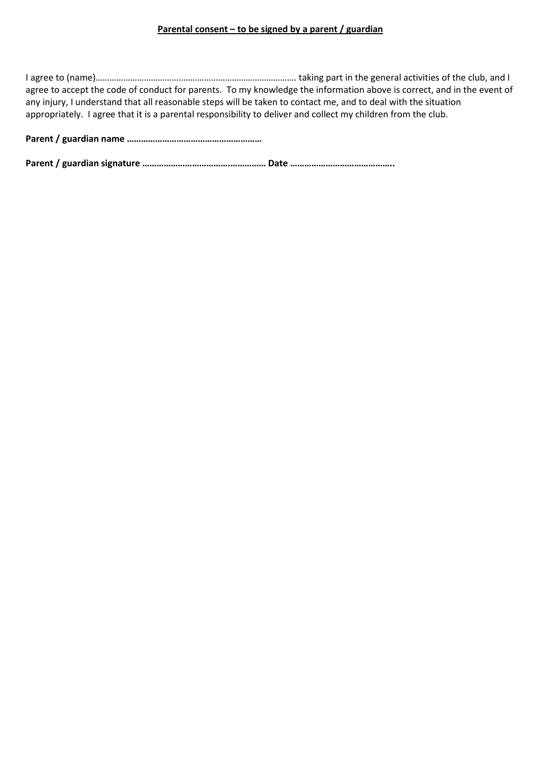**Parental consent – to be signed by a parent / guardian**

I agree to (name)…………………………….……………………………………………. taking part in the general activities of the club, and I agree to accept the code of conduct for parents. To my knowledge the information above is correct, and in the event of any injury, I understand that all reasonable steps will be taken to contact me, and to deal with the situation appropriately. I agree that it is a parental responsibility to deliver and collect my children from the club.

**Parent / guardian name …………………………………………………**

**Parent / guardian signature …………………………….……………… Date ……………………………………..**